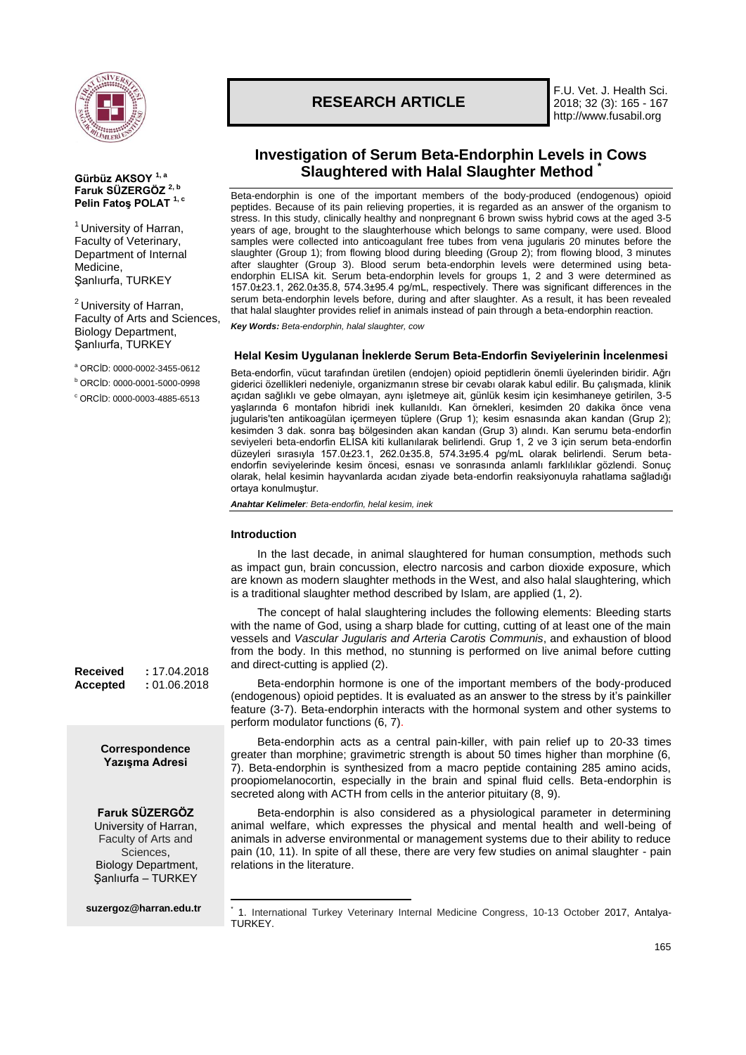**RESEARCH ARTICLE**

# Investigation of Serum Beta-Endorphin Levels in Cows Slaughtered with Halal Slaughter Method [*]

**Gürbüz AKSOY** [1, a]
**Faruk SÜZERGÖZ** [2, b]
**Pelin Fatoş POLAT** [1, c]

[1] University of Harran, Faculty of Veterinary, Department of Internal Medicine, Şanlıurfa, TURKEY

[2] University of Harran, Faculty of Arts and Sciences, Biology Department, Şanlıurfa, TURKEY

[a] ORCİD: 0000-0002-3455-0612
[b] ORCİD: 0000-0001-5000-0998
[c] ORCİD: 0000-0003-4885-6513

**Received :** 17.04.2018
**Accepted :** 01.06.2018

**Correspondence**
**Yazışma Adresi**

**Faruk SÜZERGÖZ**
University of Harran, Faculty of Arts and Sciences, Biology Department, Şanlıurfa – TURKEY

**suzergoz@harran.edu.tr**

Beta-endorphin is one of the important members of the body-produced (endogenous) opioid peptides. Because of its pain relieving properties, it is regarded as an answer of the organism to stress. In this study, clinically healthy and nonpregnant 6 brown swiss hybrid cows at the aged 3-5 years of age, brought to the slaughterhouse which belongs to same company, were used. Blood samples were collected into anticoagulant free tubes from vena jugularis 20 minutes before the slaughter (Group 1); from flowing blood during bleeding (Group 2); from flowing blood, 3 minutes after slaughter (Group 3). Blood serum beta-endorphin levels were determined using beta-endorphin ELISA kit. Serum beta-endorphin levels for groups 1, 2 and 3 were determined as 157.0±23.1, 262.0±35.8, 574.3±95.4 pg/mL, respectively. There was significant differences in the serum beta-endorphin levels before, during and after slaughter. As a result, it has been revealed that halal slaughter provides relief in animals instead of pain through a beta-endorphin reaction.

***Key Words:*** *Beta-endorphin, halal slaughter, cow*

## Helal Kesim Uygulanan İneklerde Serum Beta-Endorfin Seviyelerinin İncelenmesi

Beta-endorfin, vücut tarafından üretilen (endojen) opioid peptidlerin önemli üyelerinden biridir. Ağrı giderici özellikleri nedeniyle, organizmanın strese bir cevabı olarak kabul edilir. Bu çalışmada, klinik açıdan sağlıklı ve gebe olmayan, aynı işletmeye ait, günlük kesim için kesimhaneye getirilen, 3-5 yaşlarında 6 montafon hibridi inek kullanıldı. Kan örnekleri, kesimden 20 dakika önce vena jugularis'ten antikoagülan içermeyen tüplere (Grup 1); kesim esnasında akan kandan (Grup 2); kesimden 3 dak. sonra baş bölgesinden akan kandan (Grup 3) alındı. Kan serumu beta-endorfin seviyeleri beta-endorfin ELISA kiti kullanılarak belirlendi. Grup 1, 2 ve 3 için serum beta-endorfin düzeyleri sırasıyla 157.0±23.1, 262.0±35.8, 574.3±95.4 pg/mL olarak belirlendi. Serum beta-endorfin seviyelerinde kesim öncesi, esnası ve sonrasında anlamlı farklılıklar gözlendi. Sonuç olarak, helal kesimin hayvanlarda acıdan ziyade beta-endorfin reaksiyonuyla rahatlama sağladığı ortaya konulmuştur.

***Anahtar Kelimeler****: Beta-endorfin, helal kesim, inek*

### Introduction

In the last decade, in animal slaughtered for human consumption, methods such as impact gun, brain concussion, electro narcosis and carbon dioxide exposure, which are known as modern slaughter methods in the West, and also halal slaughtering, which is a traditional slaughter method described by Islam, are applied (1, 2).

The concept of halal slaughtering includes the following elements: Bleeding starts with the name of God, using a sharp blade for cutting, cutting of at least one of the main vessels and *Vascular Jugularis and Arteria Carotis Communis*, and exhaustion of blood from the body. In this method, no stunning is performed on live animal before cutting and direct-cutting is applied (2).

Beta-endorphin hormone is one of the important members of the body-produced (endogenous) opioid peptides. It is evaluated as an answer to the stress by it's painkiller feature (3-7). Beta-endorphin interacts with the hormonal system and other systems to perform modulator functions (6, 7).

Beta-endorphin acts as a central pain-killer, with pain relief up to 20-33 times greater than morphine; gravimetric strength is about 50 times higher than morphine (6, 7). Beta-endorphin is synthesized from a macro peptide containing 285 amino acids, proopiomelanocortin, especially in the brain and spinal fluid cells. Beta-endorphin is secreted along with ACTH from cells in the anterior pituitary (8, 9).

Beta-endorphin is also considered as a physiological parameter in determining animal welfare, which expresses the physical and mental health and well-being of animals in adverse environmental or management systems due to their ability to reduce pain (10, 11). In spite of all these, there are very few studies on animal slaughter - pain relations in the literature.

[*] 1. International Turkey Veterinary Internal Medicine Congress, 10-13 October 2017, Antalya-TURKEY.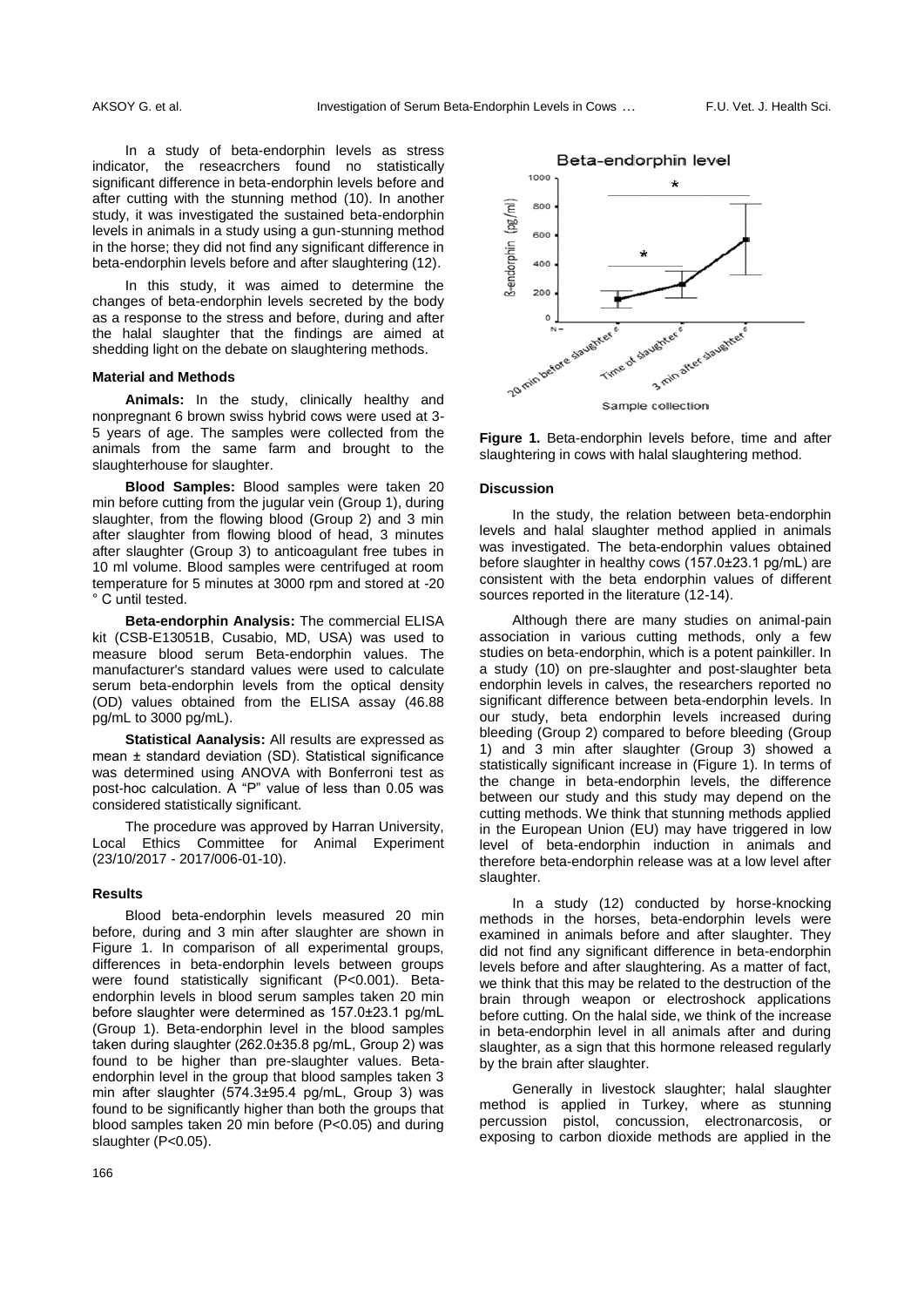In a study of beta-endorphin levels as stress indicator, the reseacrchers found no statistically significant difference in beta-endorphin levels before and after cutting with the stunning method (10). In another study, it was investigated the sustained beta-endorphin levels in animals in a study using a gun-stunning method in the horse; they did not find any significant difference in beta-endorphin levels before and after slaughtering (12).

In this study, it was aimed to determine the changes of beta-endorphin levels secreted by the body as a response to the stress and before, during and after the halal slaughter that the findings are aimed at shedding light on the debate on slaughtering methods.

### Material and Methods

**Animals:** In the study, clinically healthy and nonpregnant 6 brown swiss hybrid cows were used at 3-5 years of age. The samples were collected from the animals from the same farm and brought to the slaughterhouse for slaughter.

**Blood Samples:** Blood samples were taken 20 min before cutting from the jugular vein (Group 1), during slaughter, from the flowing blood (Group 2) and 3 min after slaughter from flowing blood of head, 3 minutes after slaughter (Group 3) to anticoagulant free tubes in 10 ml volume. Blood samples were centrifuged at room temperature for 5 minutes at 3000 rpm and stored at -20 ° C until tested.

**Beta-endorphin Analysis:** The commercial ELISA kit (CSB-E13051B, Cusabio, MD, USA) was used to measure blood serum Beta-endorphin values. The manufacturer's standard values were used to calculate serum beta-endorphin levels from the optical density (OD) values obtained from the ELISA assay (46.88 pg/mL to 3000 pg/mL).

**Statistical Aanalysis:** All results are expressed as mean ± standard deviation (SD). Statistical significance was determined using ANOVA with Bonferroni test as post-hoc calculation. A "P" value of less than 0.05 was considered statistically significant.

The procedure was approved by Harran University, Local Ethics Committee for Animal Experiment (23/10/2017 - 2017/006-01-10).

### Results

Blood beta-endorphin levels measured 20 min before, during and 3 min after slaughter are shown in Figure 1. In comparison of all experimental groups, differences in beta-endorphin levels between groups were found statistically significant (P<0.001). Beta-endorphin levels in blood serum samples taken 20 min before slaughter were determined as 157.0±23.1 pg/mL (Group 1). Beta-endorphin level in the blood samples taken during slaughter (262.0±35.8 pg/mL, Group 2) was found to be higher than pre-slaughter values. Beta-endorphin level in the group that blood samples taken 3 min after slaughter (574.3±95.4 pg/mL, Group 3) was found to be significantly higher than both the groups that blood samples taken 20 min before (P<0.05) and during slaughter (P<0.05).

**Figure 1.** Beta-endorphin levels before, time and after slaughtering in cows with halal slaughtering method.

### Discussion

In the study, the relation between beta-endorphin levels and halal slaughter method applied in animals was investigated. The beta-endorphin values obtained before slaughter in healthy cows (157.0±23.1 pg/mL) are consistent with the beta endorphin values of different sources reported in the literature (12-14).

Although there are many studies on animal-pain association in various cutting methods, only a few studies on beta-endorphin, which is a potent painkiller. In a study (10) on pre-slaughter and post-slaughter beta endorphin levels in calves, the researchers reported no significant difference between beta-endorphin levels. In our study, beta endorphin levels increased during bleeding (Group 2) compared to before bleeding (Group 1) and 3 min after slaughter (Group 3) showed a statistically significant increase in (Figure 1). In terms of the change in beta-endorphin levels, the difference between our study and this study may depend on the cutting methods. We think that stunning methods applied in the European Union (EU) may have triggered in low level of beta-endorphin induction in animals and therefore beta-endorphin release was at a low level after slaughter.

In a study (12) conducted by horse-knocking methods in the horses, beta-endorphin levels were examined in animals before and after slaughter. They did not find any significant difference in beta-endorphin levels before and after slaughtering. As a matter of fact, we think that this may be related to the destruction of the brain through weapon or electroshock applications before cutting. On the halal side, we think of the increase in beta-endorphin level in all animals after and during slaughter, as a sign that this hormone released regularly by the brain after slaughter.

Generally in livestock slaughter; halal slaughter method is applied in Turkey, where as stunning percussion pistol, concussion, electronarcosis, or exposing to carbon dioxide methods are applied in the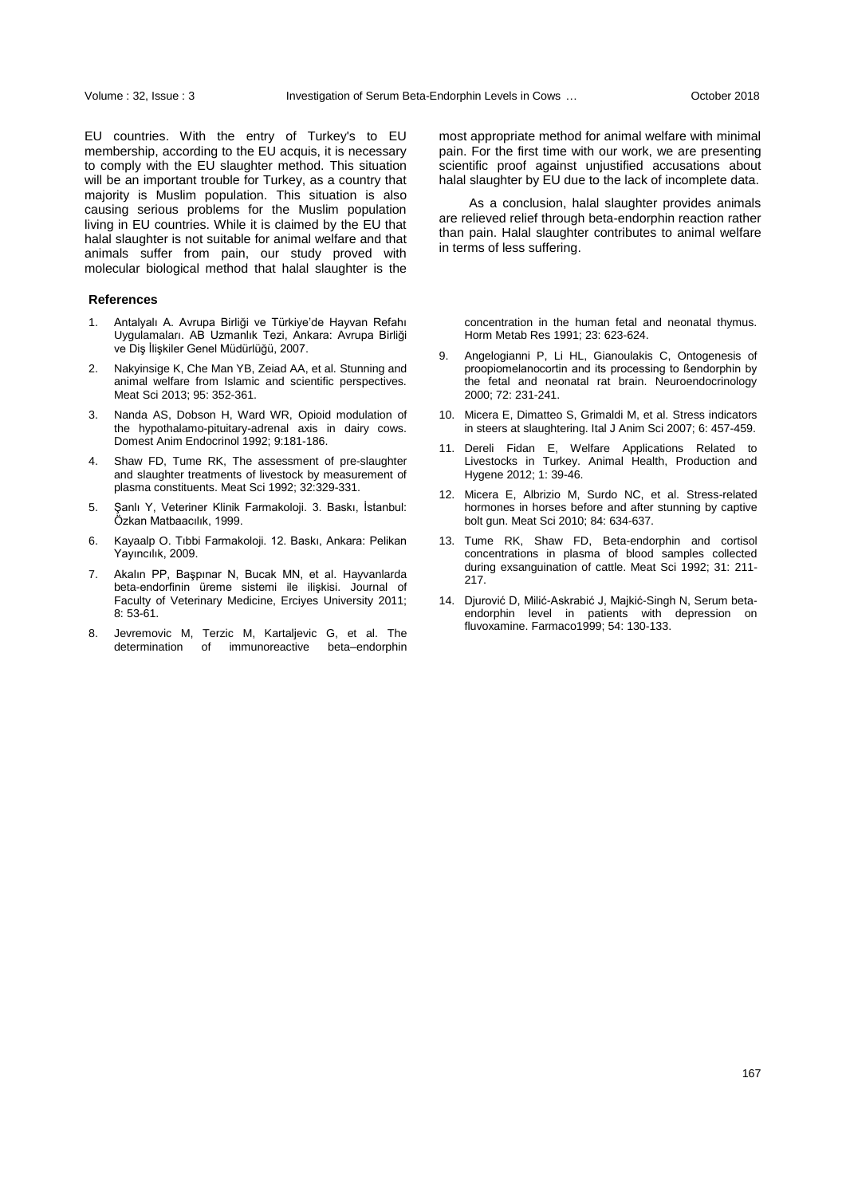EU countries. With the entry of Turkey's to EU membership, according to the EU acquis, it is necessary to comply with the EU slaughter method. This situation will be an important trouble for Turkey, as a country that majority is Muslim population. This situation is also causing serious problems for the Muslim population living in EU countries. While it is claimed by the EU that halal slaughter is not suitable for animal welfare and that animals suffer from pain, our study proved with molecular biological method that halal slaughter is the most appropriate method for animal welfare with minimal pain. For the first time with our work, we are presenting scientific proof against unjustified accusations about halal slaughter by EU due to the lack of incomplete data.

As a conclusion, halal slaughter provides animals are relieved relief through beta-endorphin reaction rather than pain. Halal slaughter contributes to animal welfare in terms of less suffering.

## References

1. Antalyalı A. Avrupa Birliği ve Türkiye'de Hayvan Refahı Uygulamaları. AB Uzmanlık Tezi, Ankara: Avrupa Birliği ve Dış İlişkiler Genel Müdürlüğü, 2007.
2. Nakyinsige K, Che Man YB, Zeiad AA, et al. Stunning and animal welfare from Islamic and scientific perspectives. Meat Sci 2013; 95: 352-361.
3. Nanda AS, Dobson H, Ward WR, Opioid modulation of the hypothalamo-pituitary-adrenal axis in dairy cows. Domest Anim Endocrinol 1992; 9:181-186.
4. Shaw FD, Tume RK, The assessment of pre-slaughter and slaughter treatments of livestock by measurement of plasma constituents. Meat Sci 1992; 32:329-331.
5. Şanlı Y, Veteriner Klinik Farmakoloji. 3. Baskı, İstanbul: Özkan Matbaacılık, 1999.
6. Kayaalp O. Tıbbi Farmakoloji. 12. Baskı, Ankara: Pelikan Yayıncılık, 2009.
7. Akalın PP, Başpınar N, Bucak MN, et al. Hayvanlarda beta-endorfinin üreme sistemi ile ilişkisi. Journal of Faculty of Veterinary Medicine, Erciyes University 2011; 8: 53-61.
8. Jevremovic M, Terzic M, Kartaljevic G, et al. The determination of immunoreactive beta–endorphin concentration in the human fetal and neonatal thymus. Horm Metab Res 1991; 23: 623-624.
9. Angelogianni P, Li HL, Gianoulakis C, Ontogenesis of proopiomelanocortin and its processing to ßendorphin by the fetal and neonatal rat brain. Neuroendocrinology 2000; 72: 231-241.
10. Micera E, Dimatteo S, Grimaldi M, et al. Stress indicators in steers at slaughtering. Ital J Anim Sci 2007; 6: 457-459.
11. Dereli Fidan E, Welfare Applications Related to Livestocks in Turkey. Animal Health, Production and Hygene 2012; 1: 39-46.
12. Micera E, Albrizio M, Surdo NC, et al. Stress-related hormones in horses before and after stunning by captive bolt gun. Meat Sci 2010; 84: 634-637.
13. Tume RK, Shaw FD, Beta-endorphin and cortisol concentrations in plasma of blood samples collected during exsanguination of cattle. Meat Sci 1992; 31: 211-217.
14. Djurović D, Milić-Askrabić J, Majkić-Singh N, Serum beta-endorphin level in patients with depression on fluvoxamine. Farmaco1999; 54: 130-133.